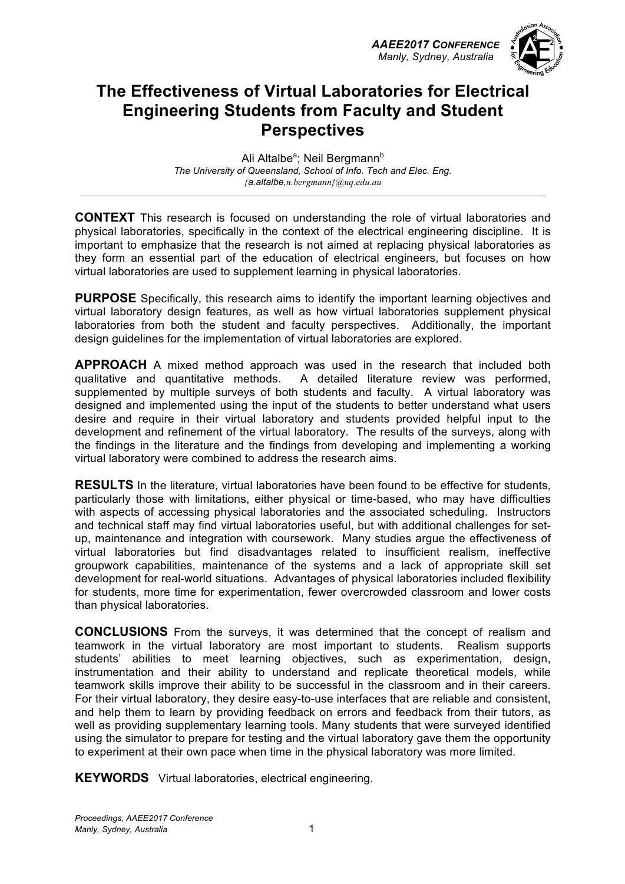# The Effectiveness of Virtual Laboratories for Electrical Engineering Students from Faculty and Student Perspectives

Ali Altalbe[a]; Neil Bergmann[b]

*The University of Queensland, School of Info. Tech and Elec. Eng.*

*{a.altalbe,n.bergmann}@uq.edu.au*

**CONTEXT** This research is focused on understanding the role of virtual laboratories and physical laboratories, specifically in the context of the electrical engineering discipline. It is important to emphasize that the research is not aimed at replacing physical laboratories as they form an essential part of the education of electrical engineers, but focuses on how virtual laboratories are used to supplement learning in physical laboratories.

**PURPOSE** Specifically, this research aims to identify the important learning objectives and virtual laboratory design features, as well as how virtual laboratories supplement physical laboratories from both the student and faculty perspectives. Additionally, the important design guidelines for the implementation of virtual laboratories are explored.

**APPROACH** A mixed method approach was used in the research that included both qualitative and quantitative methods. A detailed literature review was performed, supplemented by multiple surveys of both students and faculty. A virtual laboratory was designed and implemented using the input of the students to better understand what users desire and require in their virtual laboratory and students provided helpful input to the development and refinement of the virtual laboratory. The results of the surveys, along with the findings in the literature and the findings from developing and implementing a working virtual laboratory were combined to address the research aims.

**RESULTS** In the literature, virtual laboratories have been found to be effective for students, particularly those with limitations, either physical or time-based, who may have difficulties with aspects of accessing physical laboratories and the associated scheduling. Instructors and technical staff may find virtual laboratories useful, but with additional challenges for set-up, maintenance and integration with coursework. Many studies argue the effectiveness of virtual laboratories but find disadvantages related to insufficient realism, ineffective groupwork capabilities, maintenance of the systems and a lack of appropriate skill set development for real-world situations. Advantages of physical laboratories included flexibility for students, more time for experimentation, fewer overcrowded classroom and lower costs than physical laboratories.

**CONCLUSIONS** From the surveys, it was determined that the concept of realism and teamwork in the virtual laboratory are most important to students. Realism supports students' abilities to meet learning objectives, such as experimentation, design, instrumentation and their ability to understand and replicate theoretical models, while teamwork skills improve their ability to be successful in the classroom and in their careers. For their virtual laboratory, they desire easy-to-use interfaces that are reliable and consistent, and help them to learn by providing feedback on errors and feedback from their tutors, as well as providing supplementary learning tools. Many students that were surveyed identified using the simulator to prepare for testing and the virtual laboratory gave them the opportunity to experiment at their own pace when time in the physical laboratory was more limited.

**KEYWORDS** Virtual laboratories, electrical engineering.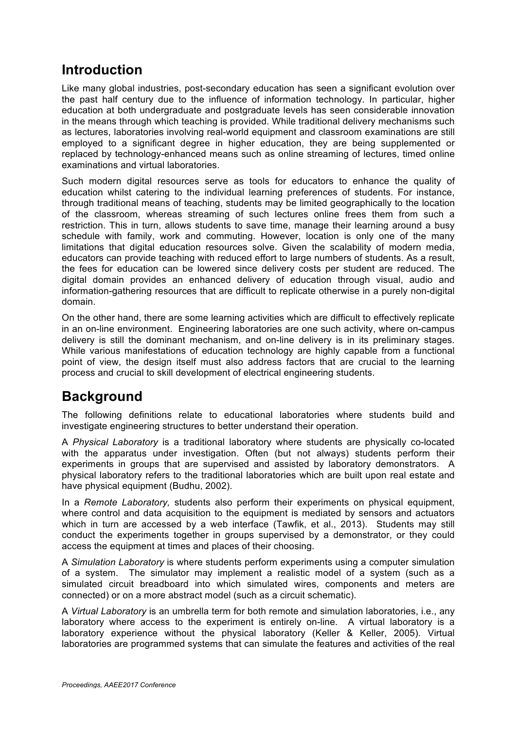## Introduction

Like many global industries, post-secondary education has seen a significant evolution over the past half century due to the influence of information technology. In particular, higher education at both undergraduate and postgraduate levels has seen considerable innovation in the means through which teaching is provided. While traditional delivery mechanisms such as lectures, laboratories involving real-world equipment and classroom examinations are still employed to a significant degree in higher education, they are being supplemented or replaced by technology-enhanced means such as online streaming of lectures, timed online examinations and virtual laboratories.

Such modern digital resources serve as tools for educators to enhance the quality of education whilst catering to the individual learning preferences of students. For instance, through traditional means of teaching, students may be limited geographically to the location of the classroom, whereas streaming of such lectures online frees them from such a restriction. This in turn, allows students to save time, manage their learning around a busy schedule with family, work and commuting. However, location is only one of the many limitations that digital education resources solve. Given the scalability of modern media, educators can provide teaching with reduced effort to large numbers of students. As a result, the fees for education can be lowered since delivery costs per student are reduced. The digital domain provides an enhanced delivery of education through visual, audio and information-gathering resources that are difficult to replicate otherwise in a purely non-digital domain.

On the other hand, there are some learning activities which are difficult to effectively replicate in an on-line environment. Engineering laboratories are one such activity, where on-campus delivery is still the dominant mechanism, and on-line delivery is in its preliminary stages. While various manifestations of education technology are highly capable from a functional point of view, the design itself must also address factors that are crucial to the learning process and crucial to skill development of electrical engineering students.

## Background

The following definitions relate to educational laboratories where students build and investigate engineering structures to better understand their operation.

A *Physical Laboratory* is a traditional laboratory where students are physically co-located with the apparatus under investigation. Often (but not always) students perform their experiments in groups that are supervised and assisted by laboratory demonstrators. A physical laboratory refers to the traditional laboratories which are built upon real estate and have physical equipment (Budhu, 2002).

In a *Remote Laboratory,* students also perform their experiments on physical equipment, where control and data acquisition to the equipment is mediated by sensors and actuators which in turn are accessed by a web interface (Tawfik, et al., 2013). Students may still conduct the experiments together in groups supervised by a demonstrator, or they could access the equipment at times and places of their choosing.

A *Simulation Laboratory* is where students perform experiments using a computer simulation of a system. The simulator may implement a realistic model of a system (such as a simulated circuit breadboard into which simulated wires, components and meters are connected) or on a more abstract model (such as a circuit schematic).

A *Virtual Laboratory* is an umbrella term for both remote and simulation laboratories, i.e., any laboratory where access to the experiment is entirely on-line. A virtual laboratory is a laboratory experience without the physical laboratory (Keller & Keller, 2005). Virtual laboratories are programmed systems that can simulate the features and activities of the real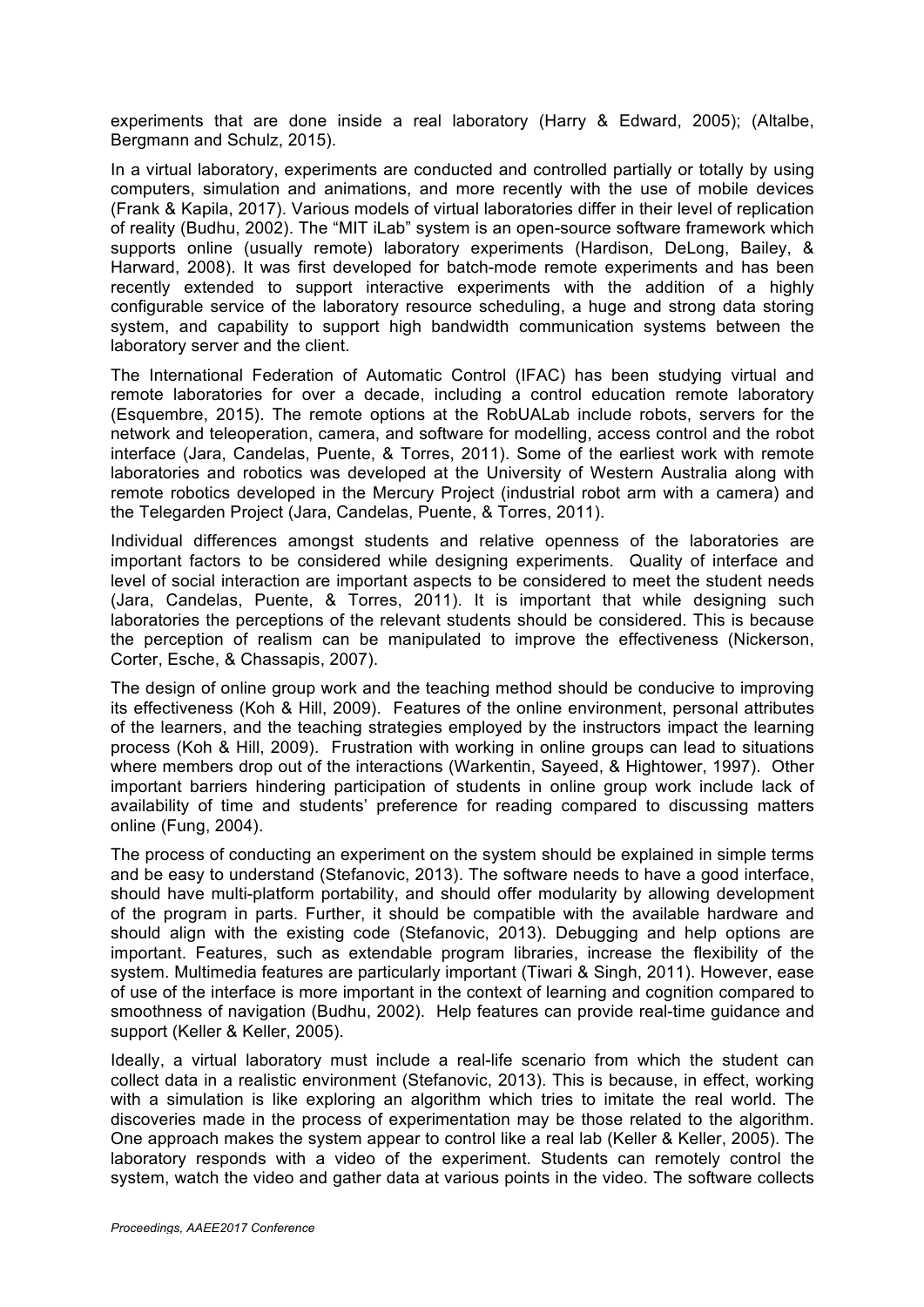experiments that are done inside a real laboratory (Harry & Edward, 2005); (Altalbe, Bergmann and Schulz, 2015).

In a virtual laboratory, experiments are conducted and controlled partially or totally by using computers, simulation and animations, and more recently with the use of mobile devices (Frank & Kapila, 2017). Various models of virtual laboratories differ in their level of replication of reality (Budhu, 2002). The "MIT iLab" system is an open-source software framework which supports online (usually remote) laboratory experiments (Hardison, DeLong, Bailey, & Harward, 2008). It was first developed for batch-mode remote experiments and has been recently extended to support interactive experiments with the addition of a highly configurable service of the laboratory resource scheduling, a huge and strong data storing system, and capability to support high bandwidth communication systems between the laboratory server and the client.

The International Federation of Automatic Control (IFAC) has been studying virtual and remote laboratories for over a decade, including a control education remote laboratory (Esquembre, 2015). The remote options at the RobUALab include robots, servers for the network and teleoperation, camera, and software for modelling, access control and the robot interface (Jara, Candelas, Puente, & Torres, 2011). Some of the earliest work with remote laboratories and robotics was developed at the University of Western Australia along with remote robotics developed in the Mercury Project (industrial robot arm with a camera) and the Telegarden Project (Jara, Candelas, Puente, & Torres, 2011).

Individual differences amongst students and relative openness of the laboratories are important factors to be considered while designing experiments. Quality of interface and level of social interaction are important aspects to be considered to meet the student needs (Jara, Candelas, Puente, & Torres, 2011). It is important that while designing such laboratories the perceptions of the relevant students should be considered. This is because the perception of realism can be manipulated to improve the effectiveness (Nickerson, Corter, Esche, & Chassapis, 2007).

The design of online group work and the teaching method should be conducive to improving its effectiveness (Koh & Hill, 2009). Features of the online environment, personal attributes of the learners, and the teaching strategies employed by the instructors impact the learning process (Koh & Hill, 2009). Frustration with working in online groups can lead to situations where members drop out of the interactions (Warkentin, Sayeed, & Hightower, 1997). Other important barriers hindering participation of students in online group work include lack of availability of time and students' preference for reading compared to discussing matters online (Fung, 2004).

The process of conducting an experiment on the system should be explained in simple terms and be easy to understand (Stefanovic, 2013). The software needs to have a good interface, should have multi-platform portability, and should offer modularity by allowing development of the program in parts. Further, it should be compatible with the available hardware and should align with the existing code (Stefanovic, 2013). Debugging and help options are important. Features, such as extendable program libraries, increase the flexibility of the system. Multimedia features are particularly important (Tiwari & Singh, 2011). However, ease of use of the interface is more important in the context of learning and cognition compared to smoothness of navigation (Budhu, 2002). Help features can provide real-time guidance and support (Keller & Keller, 2005).

Ideally, a virtual laboratory must include a real-life scenario from which the student can collect data in a realistic environment (Stefanovic, 2013). This is because, in effect, working with a simulation is like exploring an algorithm which tries to imitate the real world. The discoveries made in the process of experimentation may be those related to the algorithm. One approach makes the system appear to control like a real lab (Keller & Keller, 2005). The laboratory responds with a video of the experiment. Students can remotely control the system, watch the video and gather data at various points in the video. The software collects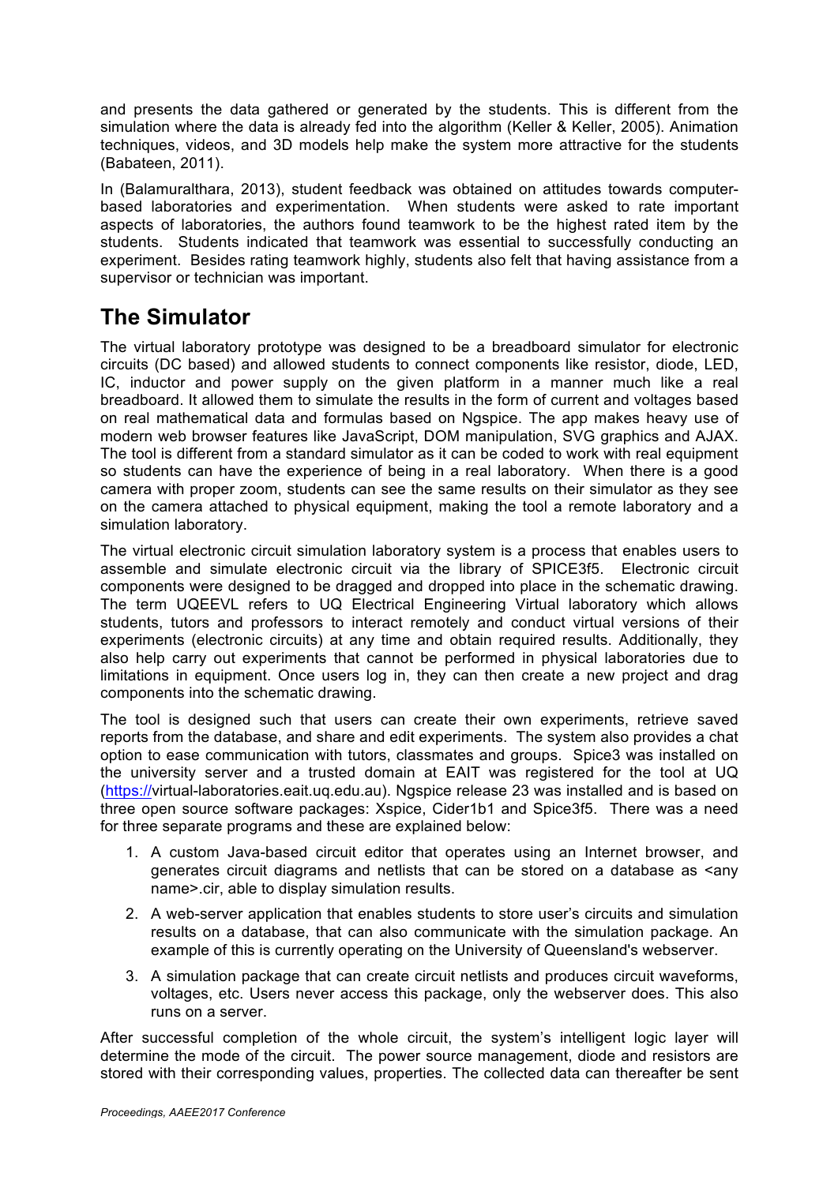and presents the data gathered or generated by the students. This is different from the simulation where the data is already fed into the algorithm (Keller & Keller, 2005). Animation techniques, videos, and 3D models help make the system more attractive for the students (Babateen, 2011).

In (Balamuralthara, 2013), student feedback was obtained on attitudes towards computer-based laboratories and experimentation. When students were asked to rate important aspects of laboratories, the authors found teamwork to be the highest rated item by the students. Students indicated that teamwork was essential to successfully conducting an experiment. Besides rating teamwork highly, students also felt that having assistance from a supervisor or technician was important.

# The Simulator

The virtual laboratory prototype was designed to be a breadboard simulator for electronic circuits (DC based) and allowed students to connect components like resistor, diode, LED, IC, inductor and power supply on the given platform in a manner much like a real breadboard. It allowed them to simulate the results in the form of current and voltages based on real mathematical data and formulas based on Ngspice. The app makes heavy use of modern web browser features like JavaScript, DOM manipulation, SVG graphics and AJAX. The tool is different from a standard simulator as it can be coded to work with real equipment so students can have the experience of being in a real laboratory. When there is a good camera with proper zoom, students can see the same results on their simulator as they see on the camera attached to physical equipment, making the tool a remote laboratory and a simulation laboratory.

The virtual electronic circuit simulation laboratory system is a process that enables users to assemble and simulate electronic circuit via the library of SPICE3f5. Electronic circuit components were designed to be dragged and dropped into place in the schematic drawing. The term UQEEVL refers to UQ Electrical Engineering Virtual laboratory which allows students, tutors and professors to interact remotely and conduct virtual versions of their experiments (electronic circuits) at any time and obtain required results. Additionally, they also help carry out experiments that cannot be performed in physical laboratories due to limitations in equipment. Once users log in, they can then create a new project and drag components into the schematic drawing.

The tool is designed such that users can create their own experiments, retrieve saved reports from the database, and share and edit experiments. The system also provides a chat option to ease communication with tutors, classmates and groups. Spice3 was installed on the university server and a trusted domain at EAIT was registered for the tool at UQ (https://virtual-laboratories.eait.uq.edu.au). Ngspice release 23 was installed and is based on three open source software packages: Xspice, Cider1b1 and Spice3f5. There was a need for three separate programs and these are explained below:

1. A custom Java-based circuit editor that operates using an Internet browser, and generates circuit diagrams and netlists that can be stored on a database as <any name>.cir, able to display simulation results.
2. A web-server application that enables students to store user's circuits and simulation results on a database, that can also communicate with the simulation package. An example of this is currently operating on the University of Queensland's webserver.
3. A simulation package that can create circuit netlists and produces circuit waveforms, voltages, etc. Users never access this package, only the webserver does. This also runs on a server.

After successful completion of the whole circuit, the system's intelligent logic layer will determine the mode of the circuit. The power source management, diode and resistors are stored with their corresponding values, properties. The collected data can thereafter be sent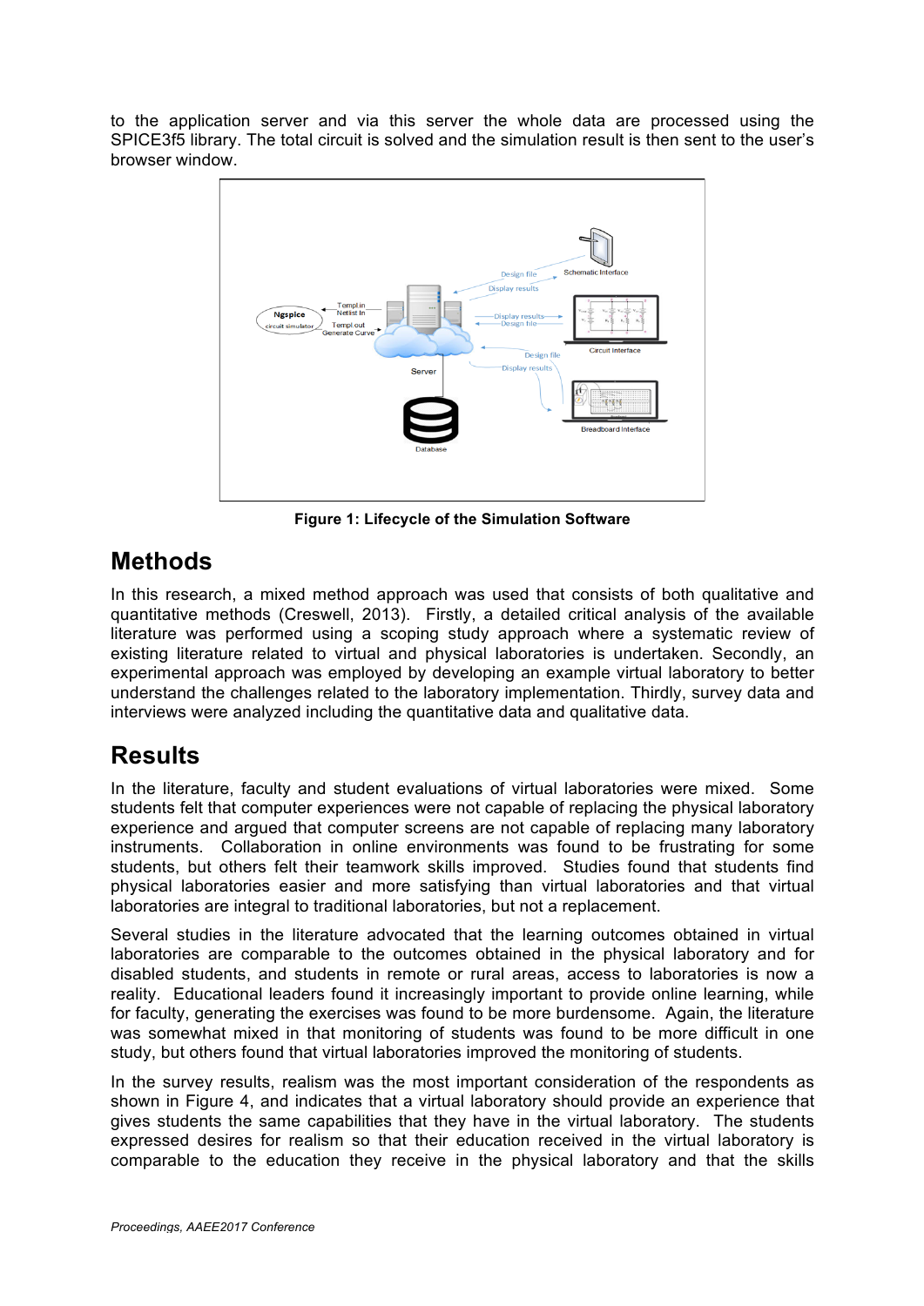to the application server and via this server the whole data are processed using the SPICE3f5 library. The total circuit is solved and the simulation result is then sent to the user's browser window.

**Figure 1: Lifecycle of the Simulation Software**

## Methods

In this research, a mixed method approach was used that consists of both qualitative and quantitative methods (Creswell, 2013). Firstly, a detailed critical analysis of the available literature was performed using a scoping study approach where a systematic review of existing literature related to virtual and physical laboratories is undertaken. Secondly, an experimental approach was employed by developing an example virtual laboratory to better understand the challenges related to the laboratory implementation. Thirdly, survey data and interviews were analyzed including the quantitative data and qualitative data.

## Results

In the literature, faculty and student evaluations of virtual laboratories were mixed. Some students felt that computer experiences were not capable of replacing the physical laboratory experience and argued that computer screens are not capable of replacing many laboratory instruments. Collaboration in online environments was found to be frustrating for some students, but others felt their teamwork skills improved. Studies found that students find physical laboratories easier and more satisfying than virtual laboratories and that virtual laboratories are integral to traditional laboratories, but not a replacement.

Several studies in the literature advocated that the learning outcomes obtained in virtual laboratories are comparable to the outcomes obtained in the physical laboratory and for disabled students, and students in remote or rural areas, access to laboratories is now a reality. Educational leaders found it increasingly important to provide online learning, while for faculty, generating the exercises was found to be more burdensome. Again, the literature was somewhat mixed in that monitoring of students was found to be more difficult in one study, but others found that virtual laboratories improved the monitoring of students.

In the survey results, realism was the most important consideration of the respondents as shown in Figure 4, and indicates that a virtual laboratory should provide an experience that gives students the same capabilities that they have in the virtual laboratory. The students expressed desires for realism so that their education received in the virtual laboratory is comparable to the education they receive in the physical laboratory and that the skills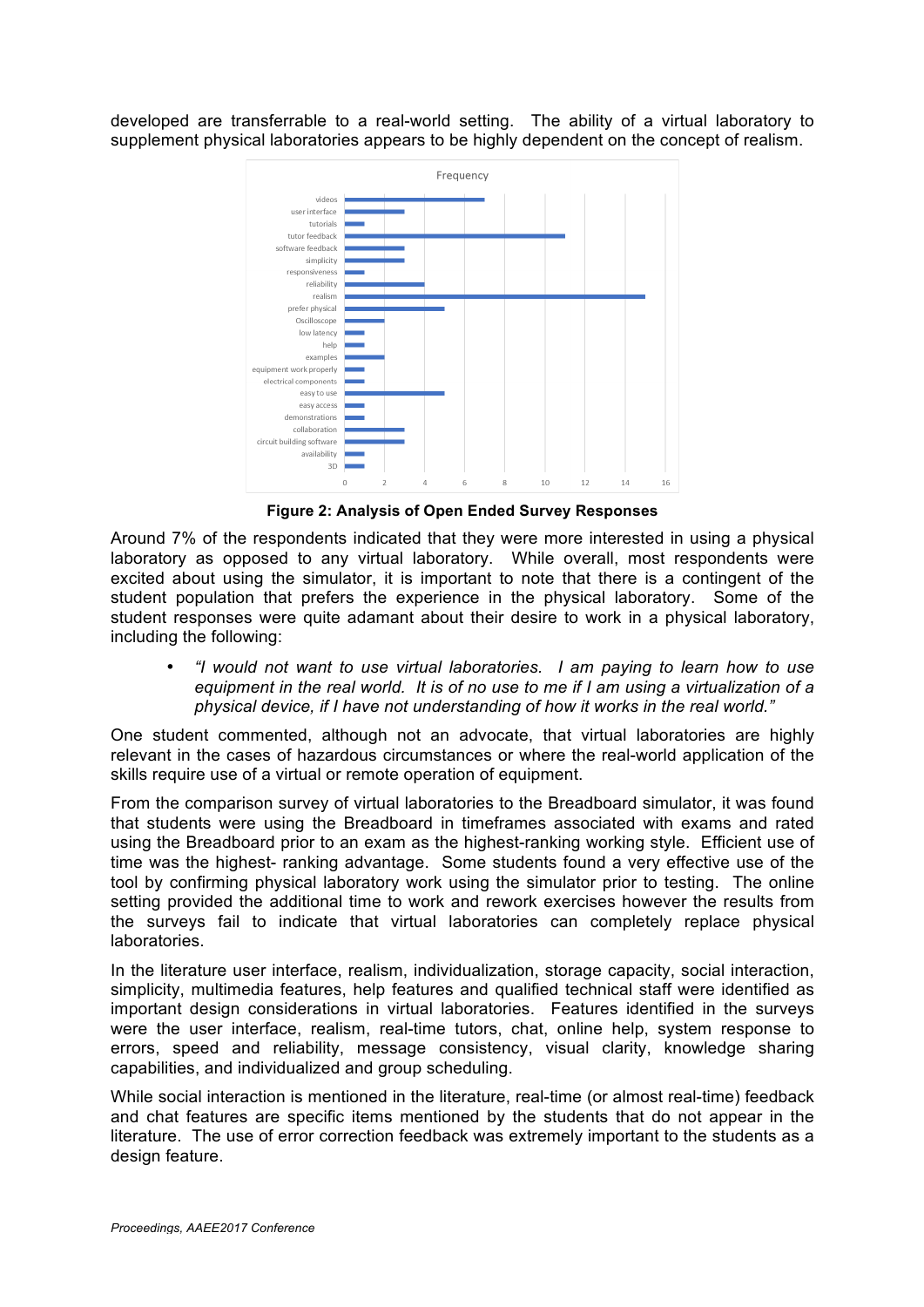developed are transferrable to a real-world setting. The ability of a virtual laboratory to supplement physical laboratories appears to be highly dependent on the concept of realism.

| Response | Frequency |
| --- | --- |
| videos | 7 |
| user interface | 3 |
| tutorials | 1 |
| tutor feedback | 11 |
| software feedback | 3 |
| simplicity | 3 |
| responsiveness | 1 |
| reliability | 4 |
| realism | 15 |
| prefer physical | 5 |
| Oscilloscope | 2 |
| low latency | 1 |
| help | 1 |
| examples | 2 |
| equipment work properly | 1 |
| electrical components | 1 |
| easy to use | 5 |
| easy access | 1 |
| demonstrations | 1 |
| collaboration | 3 |
| circuit building software | 3 |
| availability | 1 |
| 3D | 1 |

**Figure 2: Analysis of Open Ended Survey Responses**

Around 7% of the respondents indicated that they were more interested in using a physical laboratory as opposed to any virtual laboratory. While overall, most respondents were excited about using the simulator, it is important to note that there is a contingent of the student population that prefers the experience in the physical laboratory. Some of the student responses were quite adamant about their desire to work in a physical laboratory, including the following:

- *"I would not want to use virtual laboratories. I am paying to learn how to use equipment in the real world. It is of no use to me if I am using a virtualization of a physical device, if I have not understanding of how it works in the real world."*

One student commented, although not an advocate, that virtual laboratories are highly relevant in the cases of hazardous circumstances or where the real-world application of the skills require use of a virtual or remote operation of equipment.

From the comparison survey of virtual laboratories to the Breadboard simulator, it was found that students were using the Breadboard in timeframes associated with exams and rated using the Breadboard prior to an exam as the highest-ranking working style. Efficient use of time was the highest- ranking advantage. Some students found a very effective use of the tool by confirming physical laboratory work using the simulator prior to testing. The online setting provided the additional time to work and rework exercises however the results from the surveys fail to indicate that virtual laboratories can completely replace physical laboratories.

In the literature user interface, realism, individualization, storage capacity, social interaction, simplicity, multimedia features, help features and qualified technical staff were identified as important design considerations in virtual laboratories. Features identified in the surveys were the user interface, realism, real-time tutors, chat, online help, system response to errors, speed and reliability, message consistency, visual clarity, knowledge sharing capabilities, and individualized and group scheduling.

While social interaction is mentioned in the literature, real-time (or almost real-time) feedback and chat features are specific items mentioned by the students that do not appear in the literature. The use of error correction feedback was extremely important to the students as a design feature.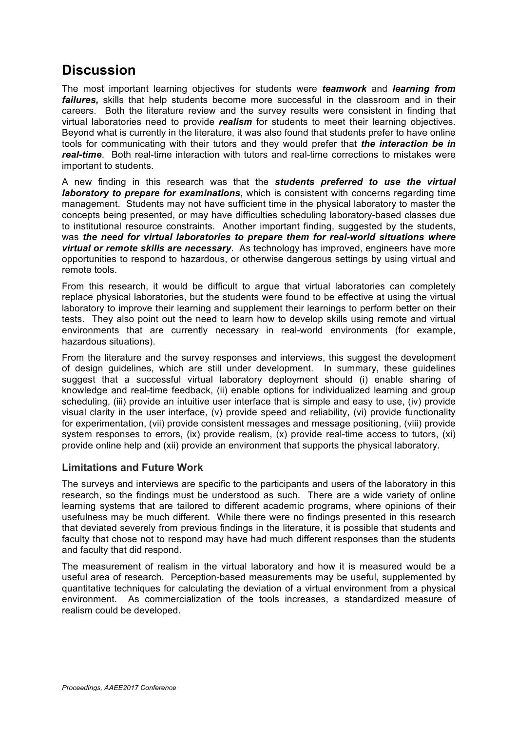# Discussion

The most important learning objectives for students were ***teamwork*** and ***learning from failures,*** skills that help students become more successful in the classroom and in their careers. Both the literature review and the survey results were consistent in finding that virtual laboratories need to provide ***realism*** for students to meet their learning objectives. Beyond what is currently in the literature, it was also found that students prefer to have online tools for communicating with their tutors and they would prefer that ***the interaction be in real-time***. Both real-time interaction with tutors and real-time corrections to mistakes were important to students.

A new finding in this research was that the ***students preferred to use the virtual laboratory to prepare for examinations***, which is consistent with concerns regarding time management. Students may not have sufficient time in the physical laboratory to master the concepts being presented, or may have difficulties scheduling laboratory-based classes due to institutional resource constraints. Another important finding, suggested by the students, was ***the need for virtual laboratories to prepare them for real-world situations where virtual or remote skills are necessary***. As technology has improved, engineers have more opportunities to respond to hazardous, or otherwise dangerous settings by using virtual and remote tools.

From this research, it would be difficult to argue that virtual laboratories can completely replace physical laboratories, but the students were found to be effective at using the virtual laboratory to improve their learning and supplement their learnings to perform better on their tests. They also point out the need to learn how to develop skills using remote and virtual environments that are currently necessary in real-world environments (for example, hazardous situations).

From the literature and the survey responses and interviews, this suggest the development of design guidelines, which are still under development. In summary, these guidelines suggest that a successful virtual laboratory deployment should (i) enable sharing of knowledge and real-time feedback, (ii) enable options for individualized learning and group scheduling, (iii) provide an intuitive user interface that is simple and easy to use, (iv) provide visual clarity in the user interface, (v) provide speed and reliability, (vi) provide functionality for experimentation, (vii) provide consistent messages and message positioning, (viii) provide system responses to errors, (ix) provide realism, (x) provide real-time access to tutors, (xi) provide online help and (xii) provide an environment that supports the physical laboratory.

## Limitations and Future Work

The surveys and interviews are specific to the participants and users of the laboratory in this research, so the findings must be understood as such. There are a wide variety of online learning systems that are tailored to different academic programs, where opinions of their usefulness may be much different. While there were no findings presented in this research that deviated severely from previous findings in the literature, it is possible that students and faculty that chose not to respond may have had much different responses than the students and faculty that did respond.

The measurement of realism in the virtual laboratory and how it is measured would be a useful area of research. Perception-based measurements may be useful, supplemented by quantitative techniques for calculating the deviation of a virtual environment from a physical environment. As commercialization of the tools increases, a standardized measure of realism could be developed.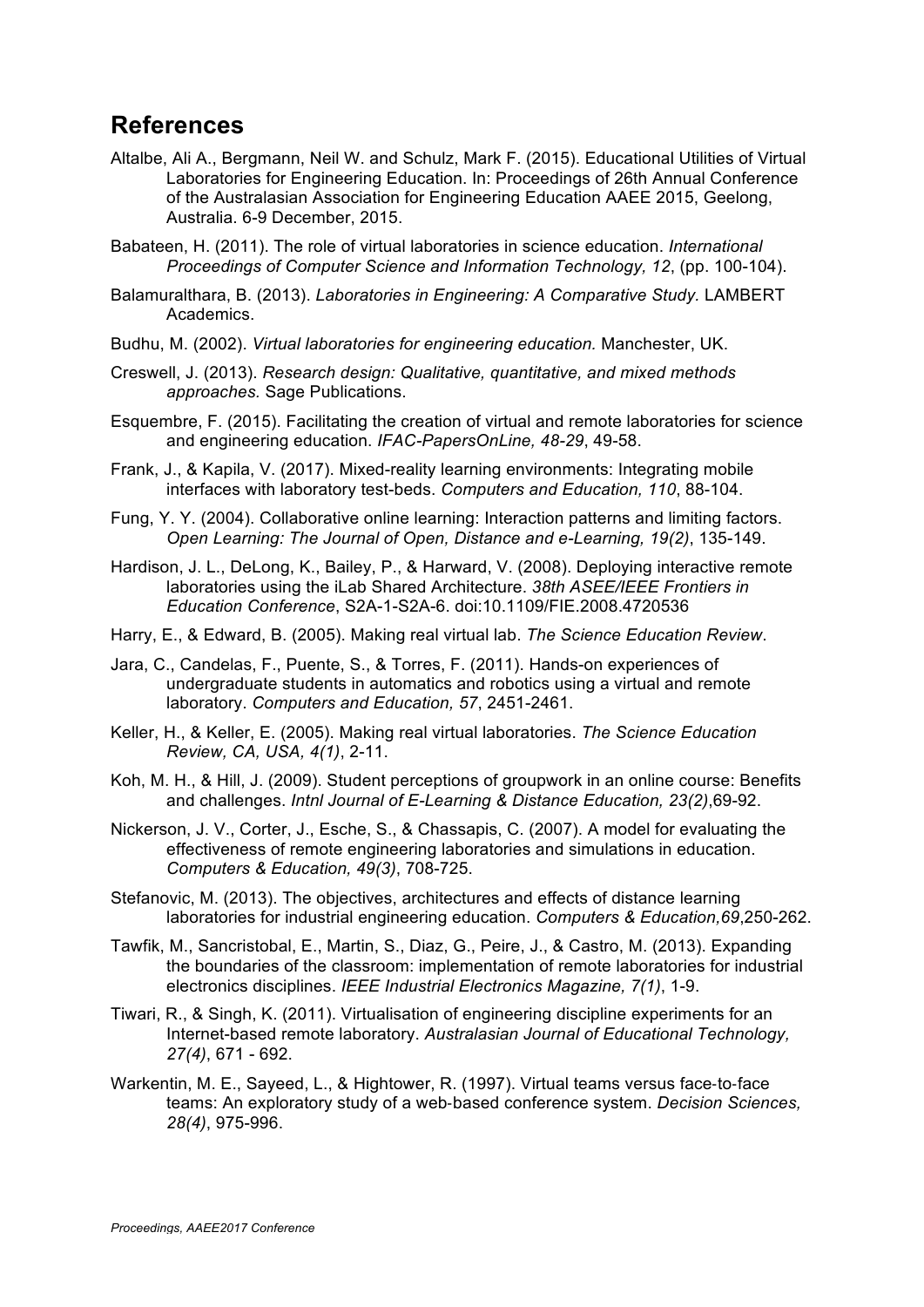## References

Altalbe, Ali A., Bergmann, Neil W. and Schulz, Mark F. (2015). Educational Utilities of Virtual Laboratories for Engineering Education. In: Proceedings of 26th Annual Conference of the Australasian Association for Engineering Education AAEE 2015, Geelong, Australia. 6-9 December, 2015.

Babateen, H. (2011). The role of virtual laboratories in science education. *International Proceedings of Computer Science and Information Technology, 12*, (pp. 100-104).

Balamuralthara, B. (2013). *Laboratories in Engineering: A Comparative Study.* LAMBERT Academics.

Budhu, M. (2002). *Virtual laboratories for engineering education.* Manchester, UK.

Creswell, J. (2013). *Research design: Qualitative, quantitative, and mixed methods approaches.* Sage Publications.

Esquembre, F. (2015). Facilitating the creation of virtual and remote laboratories for science and engineering education. *IFAC-PapersOnLine, 48-29*, 49-58.

Frank, J., & Kapila, V. (2017). Mixed-reality learning environments: Integrating mobile interfaces with laboratory test-beds. *Computers and Education, 110*, 88-104.

Fung, Y. Y. (2004). Collaborative online learning: Interaction patterns and limiting factors. *Open Learning: The Journal of Open, Distance and e-Learning, 19(2)*, 135-149.

Hardison, J. L., DeLong, K., Bailey, P., & Harward, V. (2008). Deploying interactive remote laboratories using the iLab Shared Architecture. *38th ASEE/IEEE Frontiers in Education Conference*, S2A-1-S2A-6. doi:10.1109/FIE.2008.4720536

Harry, E., & Edward, B. (2005). Making real virtual lab. *The Science Education Review*.

Jara, C., Candelas, F., Puente, S., & Torres, F. (2011). Hands-on experiences of undergraduate students in automatics and robotics using a virtual and remote laboratory. *Computers and Education, 57*, 2451-2461.

Keller, H., & Keller, E. (2005). Making real virtual laboratories. *The Science Education Review, CA, USA, 4(1)*, 2-11.

Koh, M. H., & Hill, J. (2009). Student perceptions of groupwork in an online course: Benefits and challenges. *Intnl Journal of E-Learning & Distance Education, 23(2)*,69-92.

Nickerson, J. V., Corter, J., Esche, S., & Chassapis, C. (2007). A model for evaluating the effectiveness of remote engineering laboratories and simulations in education. *Computers & Education, 49(3)*, 708-725.

Stefanovic, M. (2013). The objectives, architectures and effects of distance learning laboratories for industrial engineering education. *Computers & Education,69*,250-262.

Tawfik, M., Sancristobal, E., Martin, S., Diaz, G., Peire, J., & Castro, M. (2013). Expanding the boundaries of the classroom: implementation of remote laboratories for industrial electronics disciplines. *IEEE Industrial Electronics Magazine, 7(1)*, 1-9.

Tiwari, R., & Singh, K. (2011). Virtualisation of engineering discipline experiments for an Internet-based remote laboratory. *Australasian Journal of Educational Technology, 27(4)*, 671 - 692.

Warkentin, M. E., Sayeed, L., & Hightower, R. (1997). Virtual teams versus face-to-face teams: An exploratory study of a web-based conference system. *Decision Sciences, 28(4)*, 975-996.